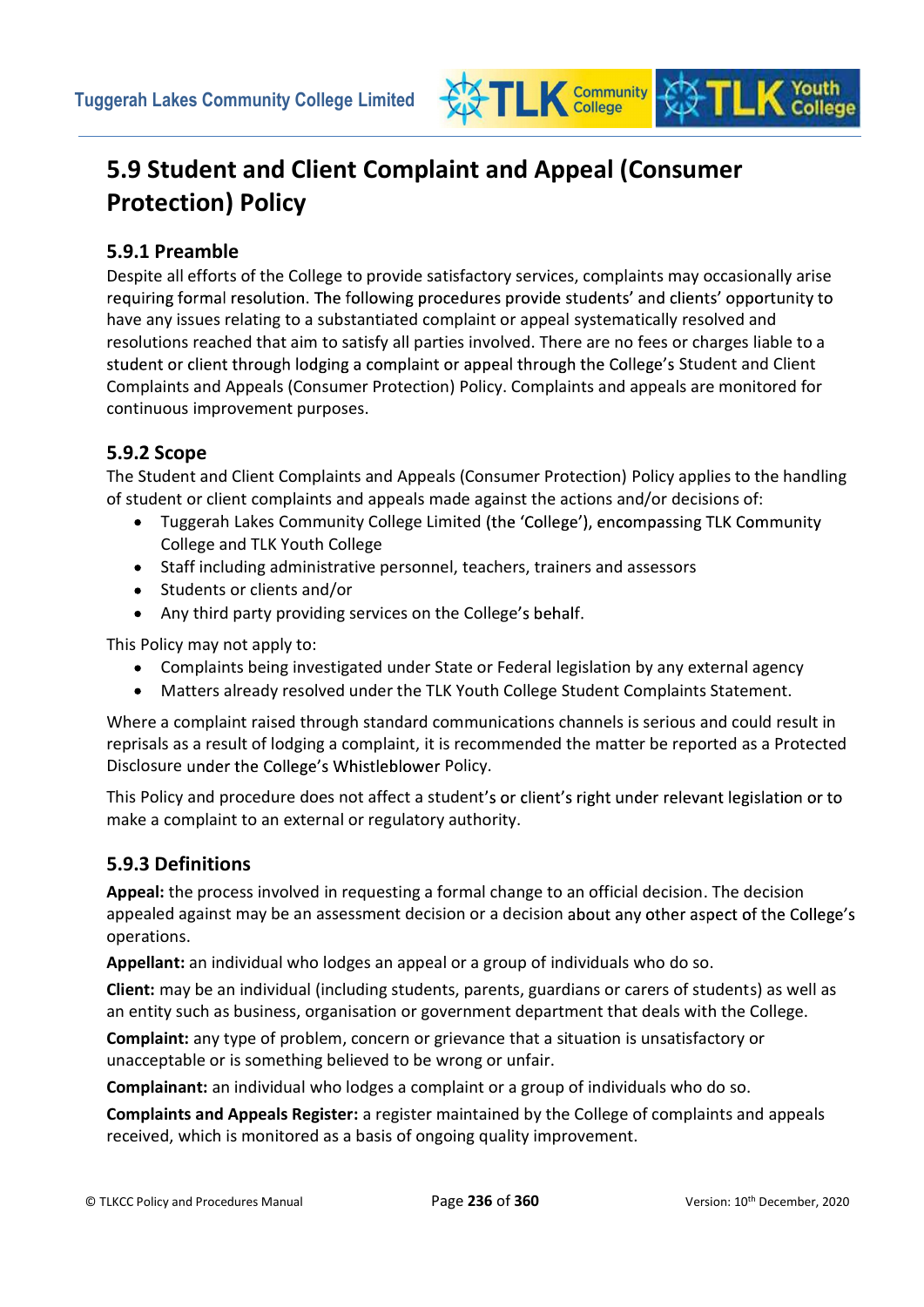# 5.9 Student and Client Complaint and Appeal (Consumer Protection) Policy

## 5.9.1 Preamble

Despite all efforts of the College to provide satisfactory services, complaints may occasionally arise requiring formal resolution. The following procedures provide students' and clients' opportunity to have any issues relating to a substantiated complaint or appeal systematically resolved and resolutions reached that aim to satisfy all parties involved. There are no fees or charges liable to a student or client through lodging a complaint or appeal through the College's Student and Client Complaints and Appeals (Consumer Protection) Policy. Complaints and appeals are monitored for continuous improvement purposes.

## 5.9.2 Scope

The Student and Client Complaints and Appeals (Consumer Protection) Policy applies to the handling of student or client complaints and appeals made against the actions and/or decisions of:

- Tuggerah Lakes Community College Limited (the 'College'), encompassing TLK Community College and TLK Youth College
- Staff including administrative personnel, teachers, trainers and assessors
- Students or clients and/or
- Any third party providing services on the College's behalf.

This Policy may not apply to:

- Complaints being investigated under State or Federal legislation by any external agency
- Matters already resolved under the TLK Youth College Student Complaints Statement.

Where a complaint raised through standard communications channels is serious and could result in reprisals as a result of lodging a complaint, it is recommended the matter be reported as a Protected Disclosure under the College's Whistleblower Policy.

This Policy and procedure does not affect a student's or client's right under relevant legislation or to make a complaint to an external or regulatory authority.

## 5.9.3 Definitions

**Appeal:** the process involved in requesting a formal change to an official decision. The decision appealed against may be an assessment decision or a decision about any other aspect of the College's operations.

**Appellant:** an individual who lodges an appeal or a group of individuals who do so.

**Client:** may be an individual (including students, parents, guardians or carers of students) as well as an entity such as business, organisation or government department that deals with the College.

**Complaint:** any type of problem, concern or grievance that a situation is unsatisfactory or unacceptable or is something believed to be wrong or unfair.

**Complainant:** an individual who lodges a complaint or a group of individuals who do so.

**Complaints and Appeals Register:** a register maintained by the College of complaints and appeals received, which is monitored as a basis of ongoing quality improvement.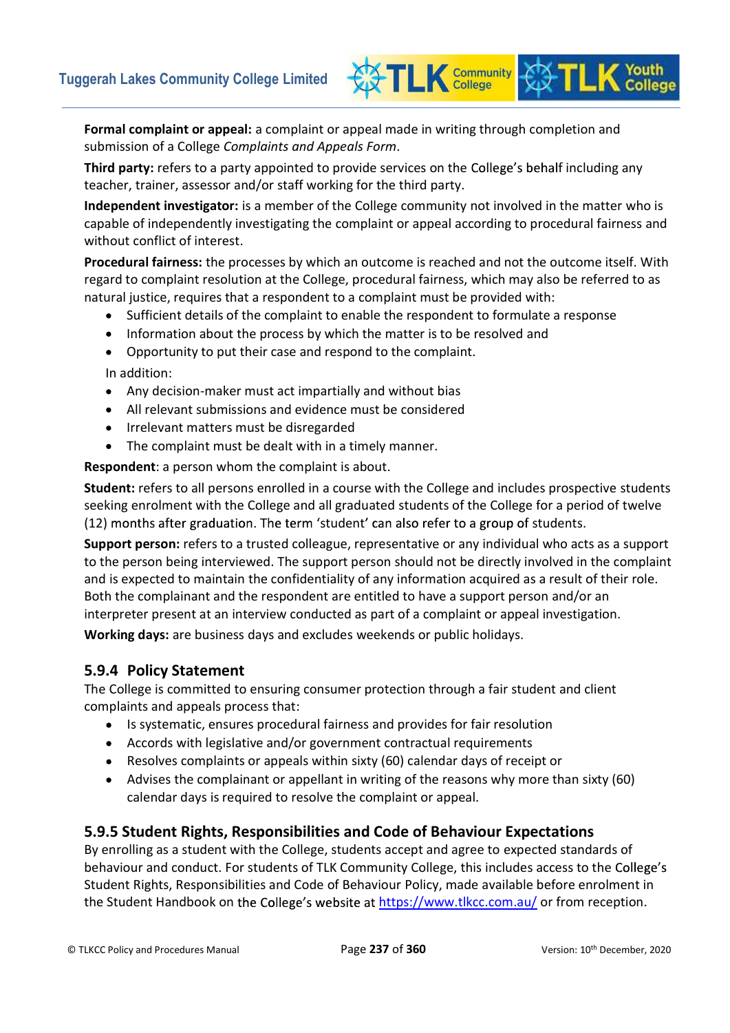**Formal complaint or appeal:** a complaint or appeal made in writing through completion and submission of a College *Complaints and Appeals Form*.

**Third party:** refers to a party appointed to provide services on the College's behalf including any teacher, trainer, assessor and/or staff working for the third party.

**Independent investigator:** is a member of the College community not involved in the matter who is capable of independently investigating the complaint or appeal according to procedural fairness and without conflict of interest.

**Procedural fairness:** the processes by which an outcome is reached and not the outcome itself. With regard to complaint resolution at the College, procedural fairness, which may also be referred to as natural justice, requires that a respondent to a complaint must be provided with:

- Sufficient details of the complaint to enable the respondent to formulate a response
- Information about the process by which the matter is to be resolved and
- Opportunity to put their case and respond to the complaint.

In addition:

- Any decision-maker must act impartially and without bias
- All relevant submissions and evidence must be considered
- Irrelevant matters must be disregarded
- The complaint must be dealt with in a timely manner.

**Respondent**: a person whom the complaint is about.

**Student:** refers to all persons enrolled in a course with the College and includes prospective students seeking enrolment with the College and all graduated students of the College for a period of twelve (12) months after graduation. The term 'student' can also refer to a group of students.

**Support person:** refers to a trusted colleague, representative or any individual who acts as a support to the person being interviewed. The support person should not be directly involved in the complaint and is expected to maintain the confidentiality of any information acquired as a result of their role. Both the complainant and the respondent are entitled to have a support person and/or an interpreter present at an interview conducted as part of a complaint or appeal investigation.

**Working days:** are business days and excludes weekends or public holidays.

### 5.9.4 Policy Statement

The College is committed to ensuring consumer protection through a fair student and client complaints and appeals process that:

- Is systematic, ensures procedural fairness and provides for fair resolution
- Accords with legislative and/or government contractual requirements
- Resolves complaints or appeals within sixty (60) calendar days of receipt or
- Advises the complainant or appellant in writing of the reasons why more than sixty (60) calendar days is required to resolve the complaint or appeal.

### 5.9.5 Student Rights, Responsibilities and Code of Behaviour Expectations

By enrolling as a student with the College, students accept and agree to expected standards of behaviour and conduct. For students of TLK Community College, this includes access to the College's Student Rights, Responsibilities and Code of Behaviour Policy, made available before enrolment in the Student Handbook on the College's website at https://www.tlkcc.com.au/ or from reception.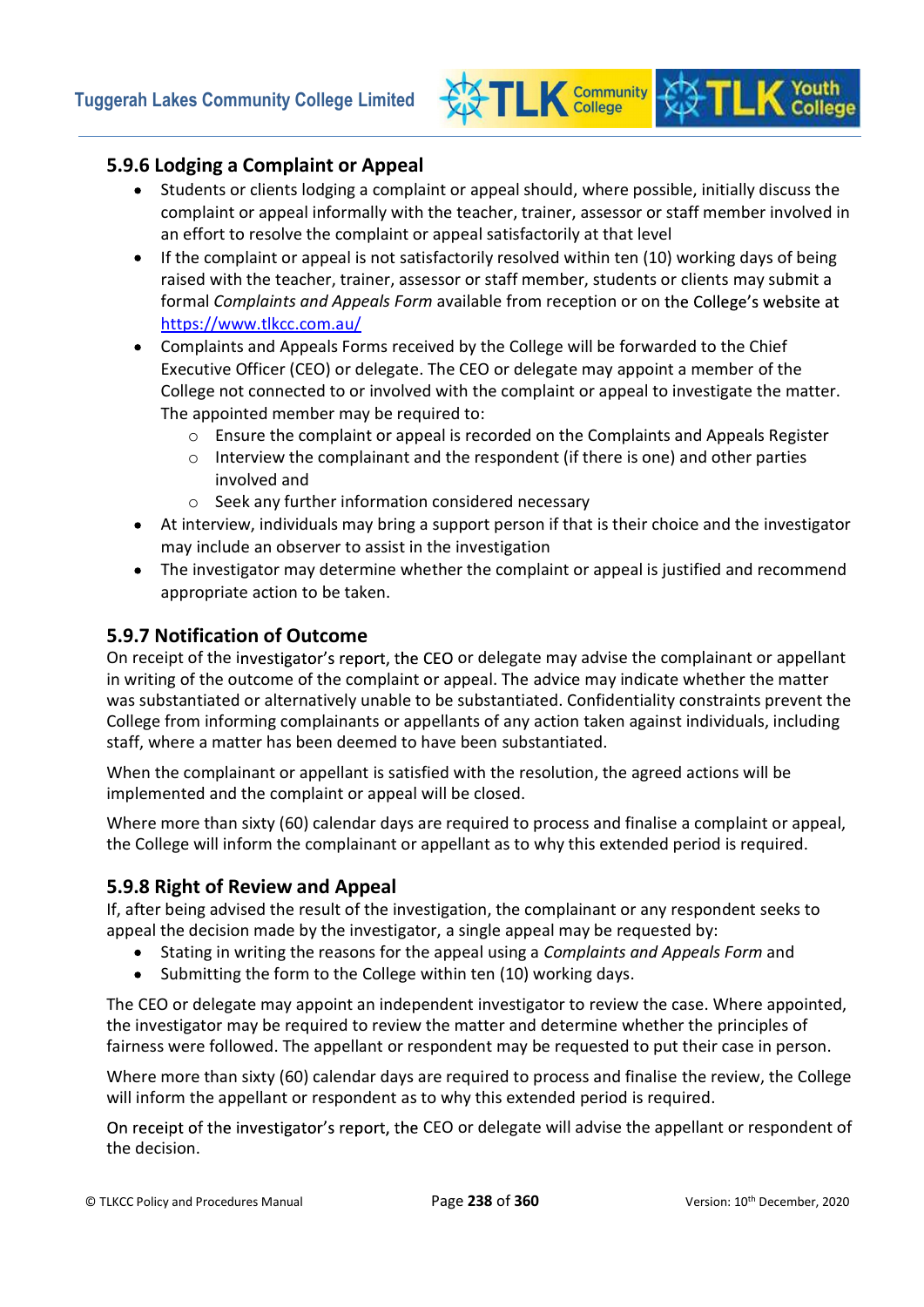### 5.9.6 Lodging a Complaint or Appeal

- Students or clients lodging a complaint or appeal should, where possible, initially discuss the complaint or appeal informally with the teacher, trainer, assessor or staff member involved in an effort to resolve the complaint or appeal satisfactorily at that level
- If the complaint or appeal is not satisfactorily resolved within ten (10) working days of being raised with the teacher, trainer, assessor or staff member, students or clients may submit a formal *Complaints and Appeals Form* available from reception or on the College's website at https://www.tlkcc.com.au/
- Complaints and Appeals Forms received by the College will be forwarded to the Chief Executive Officer (CEO) or delegate. The CEO or delegate may appoint a member of the College not connected to or involved with the complaint or appeal to investigate the matter. The appointed member may be required to:
    - Ensure the complaint or appeal is recorded on the Complaints and Appeals Register
    - Interview the complainant and the respondent (if there is one) and other parties involved and
    - Seek any further information considered necessary
- At interview, individuals may bring a support person if that is their choice and the investigator may include an observer to assist in the investigation
- The investigator may determine whether the complaint or appeal is justified and recommend appropriate action to be taken.

### 5.9.7 Notification of Outcome

On receipt of the investigator's report, the CEO or delegate may advise the complainant or appellant in writing of the outcome of the complaint or appeal. The advice may indicate whether the matter was substantiated or alternatively unable to be substantiated. Confidentiality constraints prevent the College from informing complainants or appellants of any action taken against individuals, including staff, where a matter has been deemed to have been substantiated.

When the complainant or appellant is satisfied with the resolution, the agreed actions will be implemented and the complaint or appeal will be closed.

Where more than sixty (60) calendar days are required to process and finalise a complaint or appeal, the College will inform the complainant or appellant as to why this extended period is required.

### 5.9.8 Right of Review and Appeal

If, after being advised the result of the investigation, the complainant or any respondent seeks to appeal the decision made by the investigator, a single appeal may be requested by:

- Stating in writing the reasons for the appeal using a *Complaints and Appeals Form* and
- Submitting the form to the College within ten (10) working days.

The CEO or delegate may appoint an independent investigator to review the case. Where appointed, the investigator may be required to review the matter and determine whether the principles of fairness were followed. The appellant or respondent may be requested to put their case in person.

Where more than sixty (60) calendar days are required to process and finalise the review, the College will inform the appellant or respondent as to why this extended period is required.

On receipt of the investigator's report, the CEO or delegate will advise the appellant or respondent of the decision.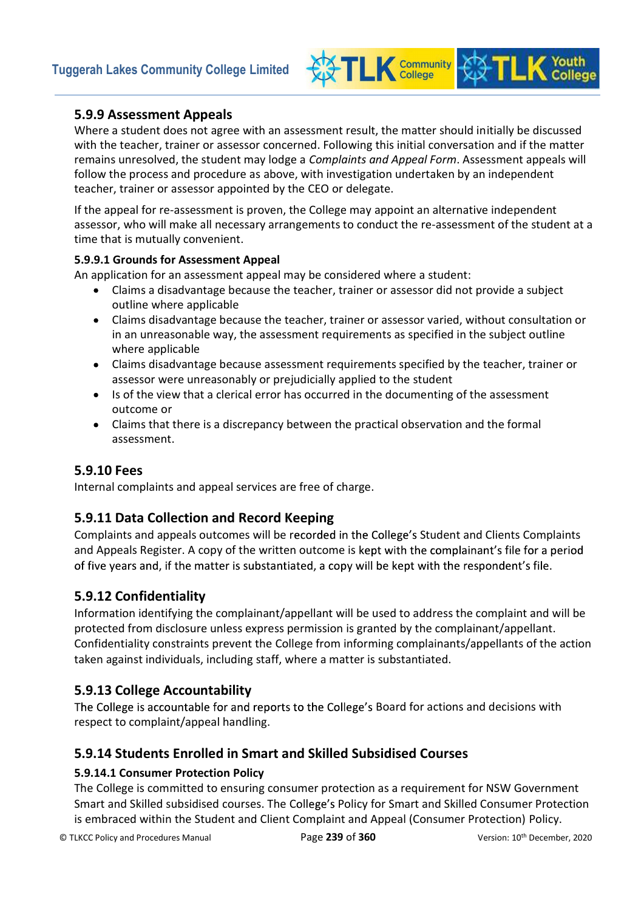### 5.9.9 Assessment Appeals

Where a student does not agree with an assessment result, the matter should initially be discussed with the teacher, trainer or assessor concerned. Following this initial conversation and if the matter remains unresolved, the student may lodge a *Complaints and Appeal Form*. Assessment appeals will follow the process and procedure as above, with investigation undertaken by an independent teacher, trainer or assessor appointed by the CEO or delegate.

If the appeal for re-assessment is proven, the College may appoint an alternative independent assessor, who will make all necessary arrangements to conduct the re-assessment of the student at a time that is mutually convenient.

#### 5.9.9.1 Grounds for Assessment Appeal

An application for an assessment appeal may be considered where a student:

- Claims a disadvantage because the teacher, trainer or assessor did not provide a subject outline where applicable
- Claims disadvantage because the teacher, trainer or assessor varied, without consultation or in an unreasonable way, the assessment requirements as specified in the subject outline where applicable
- Claims disadvantage because assessment requirements specified by the teacher, trainer or assessor were unreasonably or prejudicially applied to the student
- Is of the view that a clerical error has occurred in the documenting of the assessment outcome or
- Claims that there is a discrepancy between the practical observation and the formal assessment.

### 5.9.10 Fees

Internal complaints and appeal services are free of charge.

### 5.9.11 Data Collection and Record Keeping

Complaints and appeals outcomes will be recorded in the College's Student and Clients Complaints and Appeals Register. A copy of the written outcome is kept with the complainant's file for a period of five years and, if the matter is substantiated, a copy will be kept with the respondent's file.

### 5.9.12 Confidentiality

Information identifying the complainant/appellant will be used to address the complaint and will be protected from disclosure unless express permission is granted by the complainant/appellant. Confidentiality constraints prevent the College from informing complainants/appellants of the action taken against individuals, including staff, where a matter is substantiated.

### 5.9.13 College Accountability

The College is accountable for and reports to the College's Board for actions and decisions with respect to complaint/appeal handling.

### 5.9.14 Students Enrolled in Smart and Skilled Subsidised Courses

#### 5.9.14.1 Consumer Protection Policy

The College is committed to ensuring consumer protection as a requirement for NSW Government Smart and Skilled subsidised courses. The College's Policy for Smart and Skilled Consumer Protection is embraced within the Student and Client Complaint and Appeal (Consumer Protection) Policy.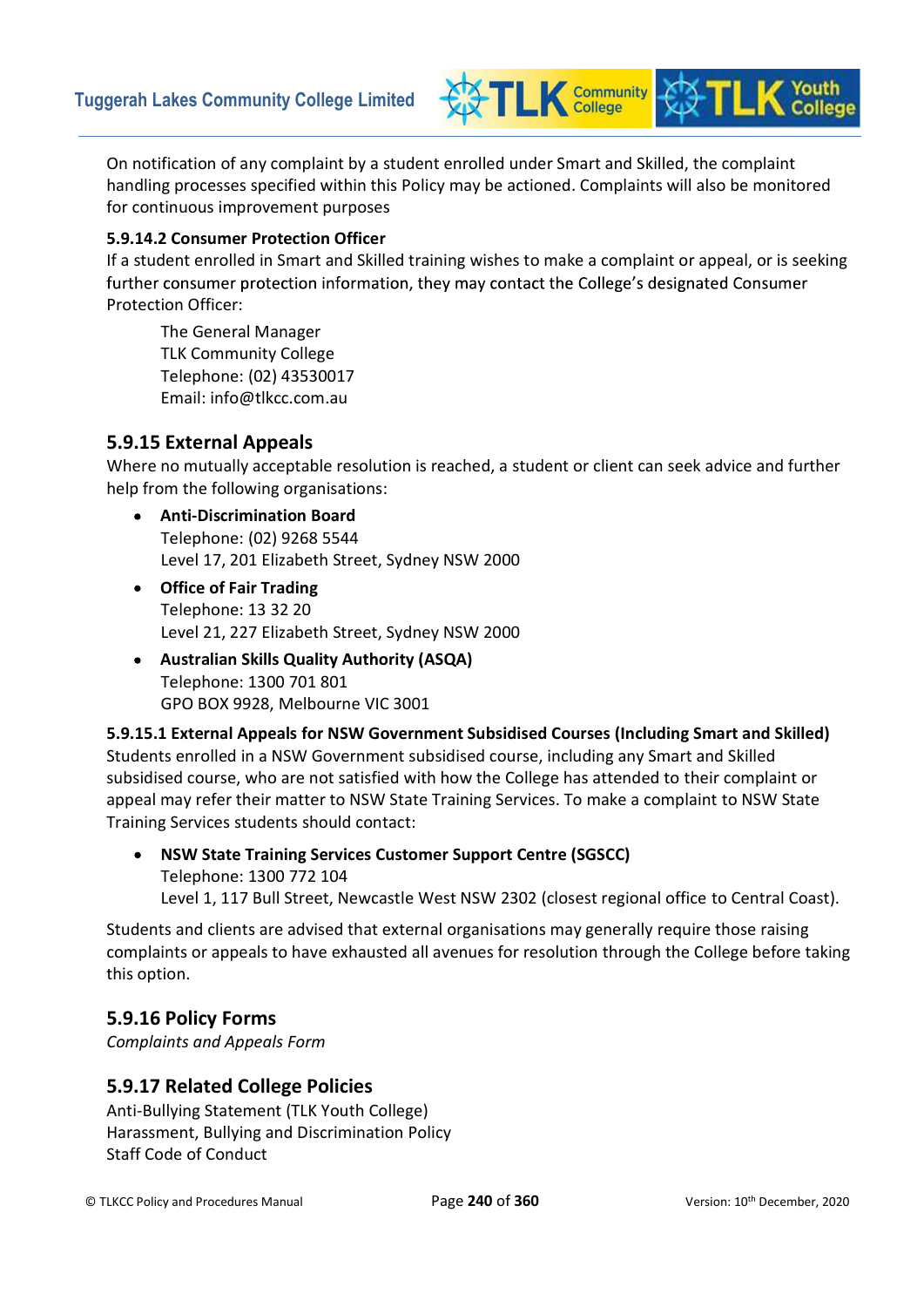On notification of any complaint by a student enrolled under Smart and Skilled, the complaint handling processes specified within this Policy may be actioned. Complaints will also be monitored for continuous improvement purposes

#### 5.9.14.2 Consumer Protection Officer

If a student enrolled in Smart and Skilled training wishes to make a complaint or appeal, or is seeking further consumer protection information, they may contact the College's designated Consumer Protection Officer:

> The General Manager
> TLK Community College
> Telephone: (02) 43530017
> Email: info@tlkcc.com.au

### 5.9.15 External Appeals

Where no mutually acceptable resolution is reached, a student or client can seek advice and further help from the following organisations:

- **Anti-Discrimination Board**
  Telephone: (02) 9268 5544
  Level 17, 201 Elizabeth Street, Sydney NSW 2000
- **Office of Fair Trading**
  Telephone: 13 32 20
  Level 21, 227 Elizabeth Street, Sydney NSW 2000
- **Australian Skills Quality Authority (ASQA)**
  Telephone: 1300 701 801
  GPO BOX 9928, Melbourne VIC 3001

#### 5.9.15.1 External Appeals for NSW Government Subsidised Courses (Including Smart and Skilled)

Students enrolled in a NSW Government subsidised course, including any Smart and Skilled subsidised course, who are not satisfied with how the College has attended to their complaint or appeal may refer their matter to NSW State Training Services. To make a complaint to NSW State Training Services students should contact:

- **NSW State Training Services Customer Support Centre (SGSCC)**
  Telephone: 1300 772 104
  Level 1, 117 Bull Street, Newcastle West NSW 2302 (closest regional office to Central Coast).

Students and clients are advised that external organisations may generally require those raising complaints or appeals to have exhausted all avenues for resolution through the College before taking this option.

### 5.9.16 Policy Forms

*Complaints and Appeals Form*

### 5.9.17 Related College Policies

Anti-Bullying Statement (TLK Youth College)
Harassment, Bullying and Discrimination Policy
Staff Code of Conduct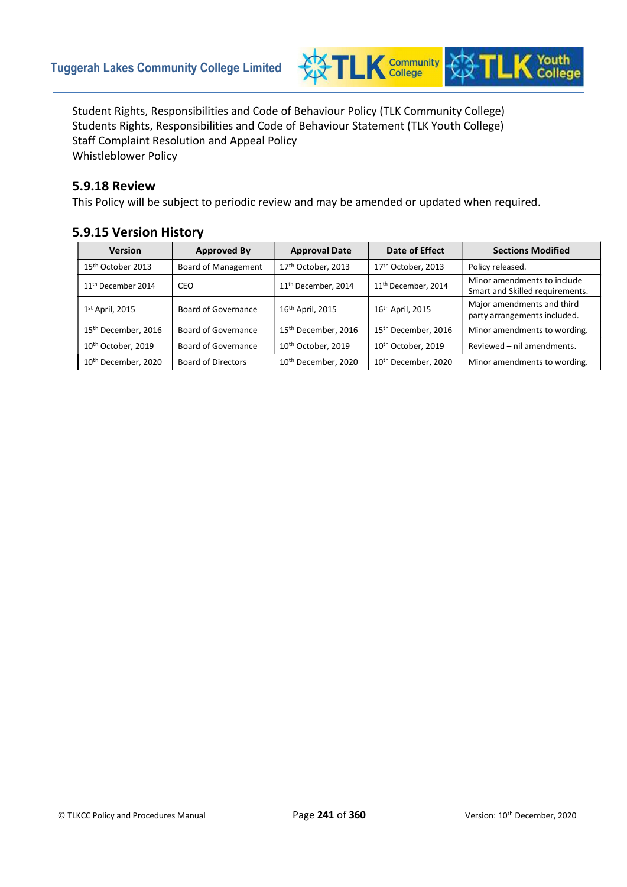Student Rights, Responsibilities and Code of Behaviour Policy (TLK Community College)
Students Rights, Responsibilities and Code of Behaviour Statement (TLK Youth College)
Staff Complaint Resolution and Appeal Policy
Whistleblower Policy

### 5.9.18 Review

This Policy will be subject to periodic review and may be amended or updated when required.

### 5.9.15 Version History

| Version | Approved By | Approval Date | Date of Effect | Sections Modified |
|---|---|---|---|---|
| 15th October 2013 | Board of Management | 17th October, 2013 | 17th October, 2013 | Policy released. |
| 11th December 2014 | CEO | 11th December, 2014 | 11th December, 2014 | Minor amendments to include Smart and Skilled requirements. |
| 1st April, 2015 | Board of Governance | 16th April, 2015 | 16th April, 2015 | Major amendments and third party arrangements included. |
| 15th December, 2016 | Board of Governance | 15th December, 2016 | 15th December, 2016 | Minor amendments to wording. |
| 10th October, 2019 | Board of Governance | 10th October, 2019 | 10th October, 2019 | Reviewed – nil amendments. |
| 10th December, 2020 | Board of Directors | 10th December, 2020 | 10th December, 2020 | Minor amendments to wording. |